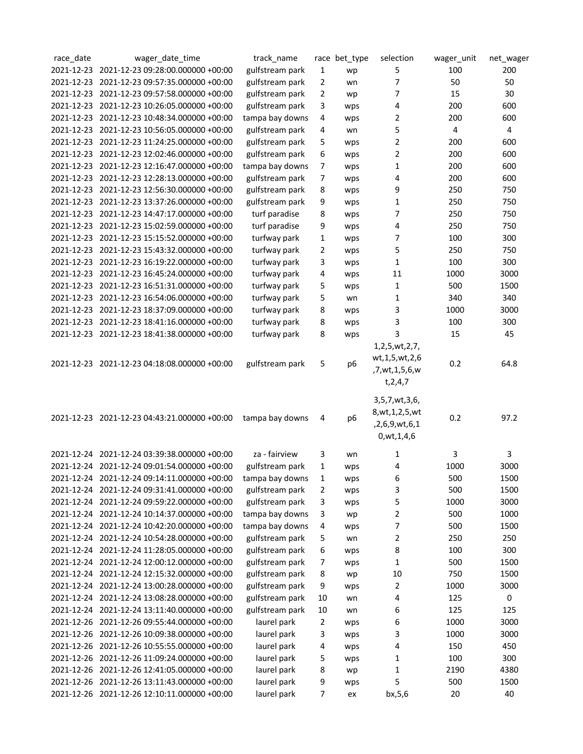| race_date | wager_date_time | track_name | race | bet_type | selection | wager_unit | net_wager |
|---|---|---|---|---|---|---|---|
| 2021-12-23 | 2021-12-23 09:28:00.000000 +00:00 | gulfstream park | 1 | wp | 5 | 100 | 200 |
| 2021-12-23 | 2021-12-23 09:57:35.000000 +00:00 | gulfstream park | 2 | wn | 7 | 50 | 50 |
| 2021-12-23 | 2021-12-23 09:57:58.000000 +00:00 | gulfstream park | 2 | wp | 7 | 15 | 30 |
| 2021-12-23 | 2021-12-23 10:26:05.000000 +00:00 | gulfstream park | 3 | wps | 4 | 200 | 600 |
| 2021-12-23 | 2021-12-23 10:48:34.000000 +00:00 | tampa bay downs | 4 | wps | 2 | 200 | 600 |
| 2021-12-23 | 2021-12-23 10:56:05.000000 +00:00 | gulfstream park | 4 | wn | 5 | 4 | 4 |
| 2021-12-23 | 2021-12-23 11:24:25.000000 +00:00 | gulfstream park | 5 | wps | 2 | 200 | 600 |
| 2021-12-23 | 2021-12-23 12:02:46.000000 +00:00 | gulfstream park | 6 | wps | 2 | 200 | 600 |
| 2021-12-23 | 2021-12-23 12:16:47.000000 +00:00 | tampa bay downs | 7 | wps | 1 | 200 | 600 |
| 2021-12-23 | 2021-12-23 12:28:13.000000 +00:00 | gulfstream park | 7 | wps | 4 | 200 | 600 |
| 2021-12-23 | 2021-12-23 12:56:30.000000 +00:00 | gulfstream park | 8 | wps | 9 | 250 | 750 |
| 2021-12-23 | 2021-12-23 13:37:26.000000 +00:00 | gulfstream park | 9 | wps | 1 | 250 | 750 |
| 2021-12-23 | 2021-12-23 14:47:17.000000 +00:00 | turf paradise | 8 | wps | 7 | 250 | 750 |
| 2021-12-23 | 2021-12-23 15:02:59.000000 +00:00 | turf paradise | 9 | wps | 4 | 250 | 750 |
| 2021-12-23 | 2021-12-23 15:15:52.000000 +00:00 | turfway park | 1 | wps | 7 | 100 | 300 |
| 2021-12-23 | 2021-12-23 15:43:32.000000 +00:00 | turfway park | 2 | wps | 5 | 250 | 750 |
| 2021-12-23 | 2021-12-23 16:19:22.000000 +00:00 | turfway park | 3 | wps | 1 | 100 | 300 |
| 2021-12-23 | 2021-12-23 16:45:24.000000 +00:00 | turfway park | 4 | wps | 11 | 1000 | 3000 |
| 2021-12-23 | 2021-12-23 16:51:31.000000 +00:00 | turfway park | 5 | wps | 1 | 500 | 1500 |
| 2021-12-23 | 2021-12-23 16:54:06.000000 +00:00 | turfway park | 5 | wn | 1 | 340 | 340 |
| 2021-12-23 | 2021-12-23 18:37:09.000000 +00:00 | turfway park | 8 | wps | 3 | 1000 | 3000 |
| 2021-12-23 | 2021-12-23 18:41:16.000000 +00:00 | turfway park | 8 | wps | 3 | 100 | 300 |
| 2021-12-23 | 2021-12-23 18:41:38.000000 +00:00 | turfway park | 8 | wps | 3 | 15 | 45 |
| 2021-12-23 | 2021-12-23 04:18:08.000000 +00:00 | gulfstream park | 5 | p6 | 1,2,5,wt,2,7,wt,1,5,wt,2,6,7,wt,1,5,6,wt,2,4,7 | 0.2 | 64.8 |
| 2021-12-23 | 2021-12-23 04:43:21.000000 +00:00 | tampa bay downs | 4 | p6 | 3,5,7,wt,3,6,8,wt,1,2,5,wt,2,6,9,wt,6,10,wt,1,4,6 | 0.2 | 97.2 |
| 2021-12-24 | 2021-12-24 03:39:38.000000 +00:00 | za - fairview | 3 | wn | 1 | 3 | 3 |
| 2021-12-24 | 2021-12-24 09:01:54.000000 +00:00 | gulfstream park | 1 | wps | 4 | 1000 | 3000 |
| 2021-12-24 | 2021-12-24 09:14:11.000000 +00:00 | tampa bay downs | 1 | wps | 6 | 500 | 1500 |
| 2021-12-24 | 2021-12-24 09:31:41.000000 +00:00 | gulfstream park | 2 | wps | 3 | 500 | 1500 |
| 2021-12-24 | 2021-12-24 09:59:22.000000 +00:00 | gulfstream park | 3 | wps | 5 | 1000 | 3000 |
| 2021-12-24 | 2021-12-24 10:14:37.000000 +00:00 | tampa bay downs | 3 | wp | 2 | 500 | 1000 |
| 2021-12-24 | 2021-12-24 10:42:20.000000 +00:00 | tampa bay downs | 4 | wps | 7 | 500 | 1500 |
| 2021-12-24 | 2021-12-24 10:54:28.000000 +00:00 | gulfstream park | 5 | wn | 2 | 250 | 250 |
| 2021-12-24 | 2021-12-24 11:28:05.000000 +00:00 | gulfstream park | 6 | wps | 8 | 100 | 300 |
| 2021-12-24 | 2021-12-24 12:00:12.000000 +00:00 | gulfstream park | 7 | wps | 1 | 500 | 1500 |
| 2021-12-24 | 2021-12-24 12:15:32.000000 +00:00 | gulfstream park | 8 | wp | 10 | 750 | 1500 |
| 2021-12-24 | 2021-12-24 13:00:28.000000 +00:00 | gulfstream park | 9 | wps | 2 | 1000 | 3000 |
| 2021-12-24 | 2021-12-24 13:08:28.000000 +00:00 | gulfstream park | 10 | wn | 4 | 125 | 0 |
| 2021-12-24 | 2021-12-24 13:11:40.000000 +00:00 | gulfstream park | 10 | wn | 6 | 125 | 125 |
| 2021-12-26 | 2021-12-26 09:55:44.000000 +00:00 | laurel park | 2 | wps | 6 | 1000 | 3000 |
| 2021-12-26 | 2021-12-26 10:09:38.000000 +00:00 | laurel park | 3 | wps | 3 | 1000 | 3000 |
| 2021-12-26 | 2021-12-26 10:55:55.000000 +00:00 | laurel park | 4 | wps | 4 | 150 | 450 |
| 2021-12-26 | 2021-12-26 11:09:24.000000 +00:00 | laurel park | 5 | wps | 1 | 100 | 300 |
| 2021-12-26 | 2021-12-26 12:41:05.000000 +00:00 | laurel park | 8 | wp | 1 | 2190 | 4380 |
| 2021-12-26 | 2021-12-26 13:11:43.000000 +00:00 | laurel park | 9 | wps | 5 | 500 | 1500 |
| 2021-12-26 | 2021-12-26 12:10:11.000000 +00:00 | laurel park | 7 | ex | bx,5,6 | 20 | 40 |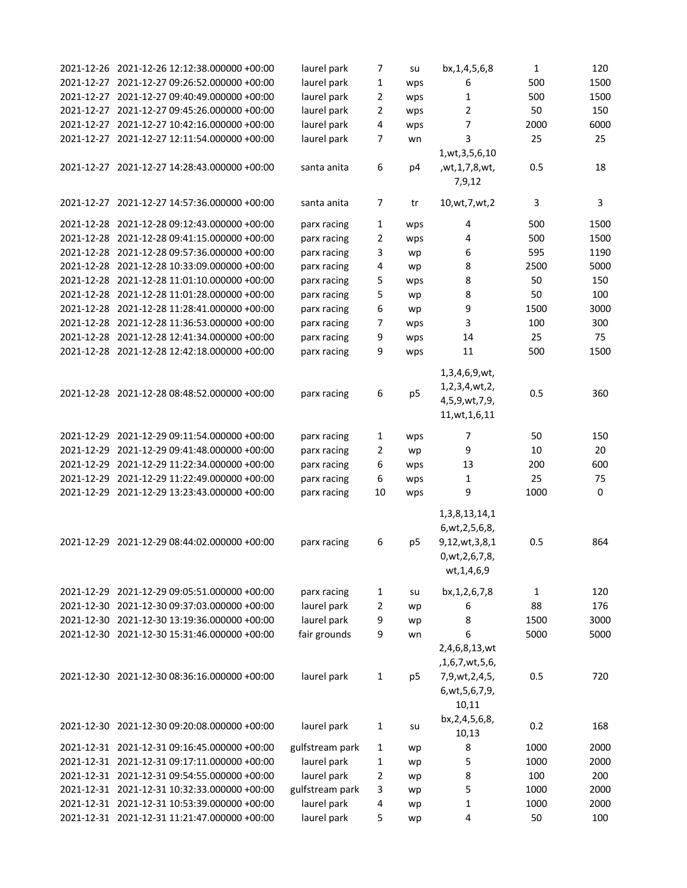| | | | | | | | |
|---|---|---|---|---|---|---|---|
| 2021-12-26 | 2021-12-26 12:12:38.000000 +00:00 | laurel park | 7 | su | bx,1,4,5,6,8 | 1 | 120 |
| 2021-12-27 | 2021-12-27 09:26:52.000000 +00:00 | laurel park | 1 | wps | 6 | 500 | 1500 |
| 2021-12-27 | 2021-12-27 09:40:49.000000 +00:00 | laurel park | 2 | wps | 1 | 500 | 1500 |
| 2021-12-27 | 2021-12-27 09:45:26.000000 +00:00 | laurel park | 2 | wps | 2 | 50 | 150 |
| 2021-12-27 | 2021-12-27 10:42:16.000000 +00:00 | laurel park | 4 | wps | 7 | 2000 | 6000 |
| 2021-12-27 | 2021-12-27 12:11:54.000000 +00:00 | laurel park | 7 | wn | 3 | 25 | 25 |
| 2021-12-27 | 2021-12-27 14:28:43.000000 +00:00 | santa anita | 6 | p4 | 1,wt,3,5,6,10,wt,1,7,8,wt,7,9,12 | 0.5 | 18 |
| 2021-12-27 | 2021-12-27 14:57:36.000000 +00:00 | santa anita | 7 | tr | 10,wt,7,wt,2 | 3 | 3 |
| 2021-12-28 | 2021-12-28 09:12:43.000000 +00:00 | parx racing | 1 | wps | 4 | 500 | 1500 |
| 2021-12-28 | 2021-12-28 09:41:15.000000 +00:00 | parx racing | 2 | wps | 4 | 500 | 1500 |
| 2021-12-28 | 2021-12-28 09:57:36.000000 +00:00 | parx racing | 3 | wp | 6 | 595 | 1190 |
| 2021-12-28 | 2021-12-28 10:33:09.000000 +00:00 | parx racing | 4 | wp | 8 | 2500 | 5000 |
| 2021-12-28 | 2021-12-28 11:01:10.000000 +00:00 | parx racing | 5 | wps | 8 | 50 | 150 |
| 2021-12-28 | 2021-12-28 11:01:28.000000 +00:00 | parx racing | 5 | wp | 8 | 50 | 100 |
| 2021-12-28 | 2021-12-28 11:28:41.000000 +00:00 | parx racing | 6 | wp | 9 | 1500 | 3000 |
| 2021-12-28 | 2021-12-28 11:36:53.000000 +00:00 | parx racing | 7 | wps | 3 | 100 | 300 |
| 2021-12-28 | 2021-12-28 12:41:34.000000 +00:00 | parx racing | 9 | wps | 14 | 25 | 75 |
| 2021-12-28 | 2021-12-28 12:42:18.000000 +00:00 | parx racing | 9 | wps | 11 | 500 | 1500 |
| 2021-12-28 | 2021-12-28 08:48:52.000000 +00:00 | parx racing | 6 | p5 | 1,3,4,6,9,wt,1,2,3,4,wt,2,4,5,9,wt,7,9,11,wt,1,6,11 | 0.5 | 360 |
| 2021-12-29 | 2021-12-29 09:11:54.000000 +00:00 | parx racing | 1 | wps | 7 | 50 | 150 |
| 2021-12-29 | 2021-12-29 09:41:48.000000 +00:00 | parx racing | 2 | wp | 9 | 10 | 20 |
| 2021-12-29 | 2021-12-29 11:22:34.000000 +00:00 | parx racing | 6 | wps | 13 | 200 | 600 |
| 2021-12-29 | 2021-12-29 11:22:49.000000 +00:00 | parx racing | 6 | wps | 1 | 25 | 75 |
| 2021-12-29 | 2021-12-29 13:23:43.000000 +00:00 | parx racing | 10 | wps | 9 | 1000 | 0 |
| 2021-12-29 | 2021-12-29 08:44:02.000000 +00:00 | parx racing | 6 | p5 | 1,3,8,13,14,16,wt,2,5,6,8,9,12,wt,3,8,10,wt,2,6,7,8,wt,1,4,6,9 | 0.5 | 864 |
| 2021-12-29 | 2021-12-29 09:05:51.000000 +00:00 | parx racing | 1 | su | bx,1,2,6,7,8 | 1 | 120 |
| 2021-12-30 | 2021-12-30 09:37:03.000000 +00:00 | laurel park | 2 | wp | 6 | 88 | 176 |
| 2021-12-30 | 2021-12-30 13:19:36.000000 +00:00 | laurel park | 9 | wp | 8 | 1500 | 3000 |
| 2021-12-30 | 2021-12-30 15:31:46.000000 +00:00 | fair grounds | 9 | wn | 6 | 5000 | 5000 |
| 2021-12-30 | 2021-12-30 08:36:16.000000 +00:00 | laurel park | 1 | p5 | 2,4,6,8,13,wt,1,6,7,wt,5,6,7,9,wt,2,4,5,6,wt,5,6,7,9,10,11 | 0.5 | 720 |
| 2021-12-30 | 2021-12-30 09:20:08.000000 +00:00 | laurel park | 1 | su | bx,2,4,5,6,8,10,13 | 0.2 | 168 |
| 2021-12-31 | 2021-12-31 09:16:45.000000 +00:00 | gulfstream park | 1 | wp | 8 | 1000 | 2000 |
| 2021-12-31 | 2021-12-31 09:17:11.000000 +00:00 | laurel park | 1 | wp | 5 | 1000 | 2000 |
| 2021-12-31 | 2021-12-31 09:54:55.000000 +00:00 | laurel park | 2 | wp | 8 | 100 | 200 |
| 2021-12-31 | 2021-12-31 10:32:33.000000 +00:00 | gulfstream park | 3 | wp | 5 | 1000 | 2000 |
| 2021-12-31 | 2021-12-31 10:53:39.000000 +00:00 | laurel park | 4 | wp | 1 | 1000 | 2000 |
| 2021-12-31 | 2021-12-31 11:21:47.000000 +00:00 | laurel park | 5 | wp | 4 | 50 | 100 |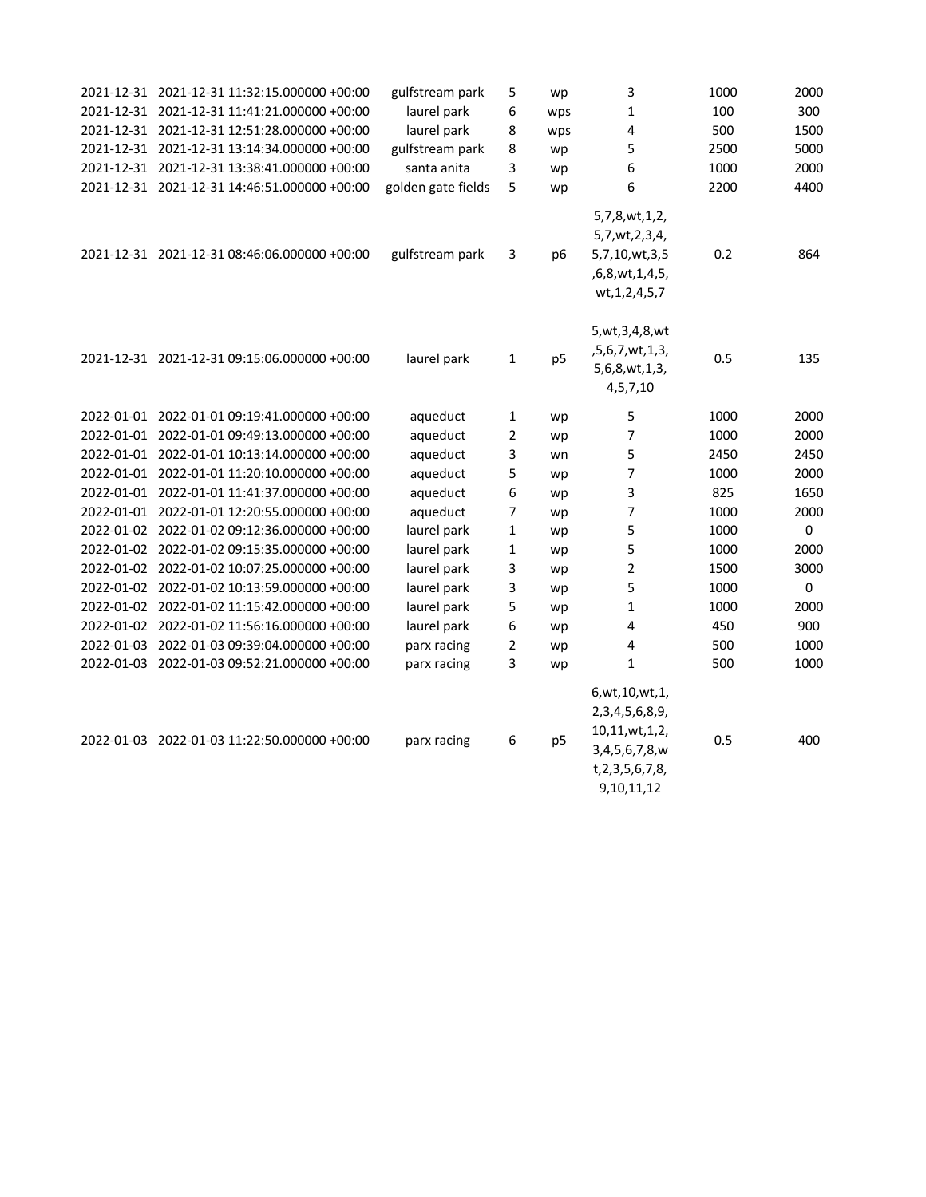| | | | | | | | |
|---|---|---|---|---|---|---|---|
| 2021-12-31 | 2021-12-31 11:32:15.000000 +00:00 | gulfstream park | 5 | wp | 3 | 1000 | 2000 |
| 2021-12-31 | 2021-12-31 11:41:21.000000 +00:00 | laurel park | 6 | wps | 1 | 100 | 300 |
| 2021-12-31 | 2021-12-31 12:51:28.000000 +00:00 | laurel park | 8 | wps | 4 | 500 | 1500 |
| 2021-12-31 | 2021-12-31 13:14:34.000000 +00:00 | gulfstream park | 8 | wp | 5 | 2500 | 5000 |
| 2021-12-31 | 2021-12-31 13:38:41.000000 +00:00 | santa anita | 3 | wp | 6 | 1000 | 2000 |
| 2021-12-31 | 2021-12-31 14:46:51.000000 +00:00 | golden gate fields | 5 | wp | 6 | 2200 | 4400 |
| 2021-12-31 | 2021-12-31 08:46:06.000000 +00:00 | gulfstream park | 3 | p6 | 5,7,8,wt,1,2,5,7,wt,2,3,4,5,7,10,wt,3,5,6,8,wt,1,4,5,wt,1,2,4,5,7 | 0.2 | 864 |
| 2021-12-31 | 2021-12-31 09:15:06.000000 +00:00 | laurel park | 1 | p5 | 5,wt,3,4,8,wt,5,6,7,wt,1,3,5,6,8,wt,1,3,4,5,7,10 | 0.5 | 135 |
| 2022-01-01 | 2022-01-01 09:19:41.000000 +00:00 | aqueduct | 1 | wp | 5 | 1000 | 2000 |
| 2022-01-01 | 2022-01-01 09:49:13.000000 +00:00 | aqueduct | 2 | wp | 7 | 1000 | 2000 |
| 2022-01-01 | 2022-01-01 10:13:14.000000 +00:00 | aqueduct | 3 | wn | 5 | 2450 | 2450 |
| 2022-01-01 | 2022-01-01 11:20:10.000000 +00:00 | aqueduct | 5 | wp | 7 | 1000 | 2000 |
| 2022-01-01 | 2022-01-01 11:41:37.000000 +00:00 | aqueduct | 6 | wp | 3 | 825 | 1650 |
| 2022-01-01 | 2022-01-01 12:20:55.000000 +00:00 | aqueduct | 7 | wp | 7 | 1000 | 2000 |
| 2022-01-02 | 2022-01-02 09:12:36.000000 +00:00 | laurel park | 1 | wp | 5 | 1000 | 0 |
| 2022-01-02 | 2022-01-02 09:15:35.000000 +00:00 | laurel park | 1 | wp | 5 | 1000 | 2000 |
| 2022-01-02 | 2022-01-02 10:07:25.000000 +00:00 | laurel park | 3 | wp | 2 | 1500 | 3000 |
| 2022-01-02 | 2022-01-02 10:13:59.000000 +00:00 | laurel park | 3 | wp | 5 | 1000 | 0 |
| 2022-01-02 | 2022-01-02 11:15:42.000000 +00:00 | laurel park | 5 | wp | 1 | 1000 | 2000 |
| 2022-01-02 | 2022-01-02 11:56:16.000000 +00:00 | laurel park | 6 | wp | 4 | 450 | 900 |
| 2022-01-03 | 2022-01-03 09:39:04.000000 +00:00 | parx racing | 2 | wp | 4 | 500 | 1000 |
| 2022-01-03 | 2022-01-03 09:52:21.000000 +00:00 | parx racing | 3 | wp | 1 | 500 | 1000 |
| 2022-01-03 | 2022-01-03 11:22:50.000000 +00:00 | parx racing | 6 | p5 | 6,wt,10,wt,1,2,3,4,5,6,8,9,10,11,wt,1,2,3,4,5,6,7,8,wt,2,3,5,6,7,8,9,10,11,12 | 0.5 | 400 |